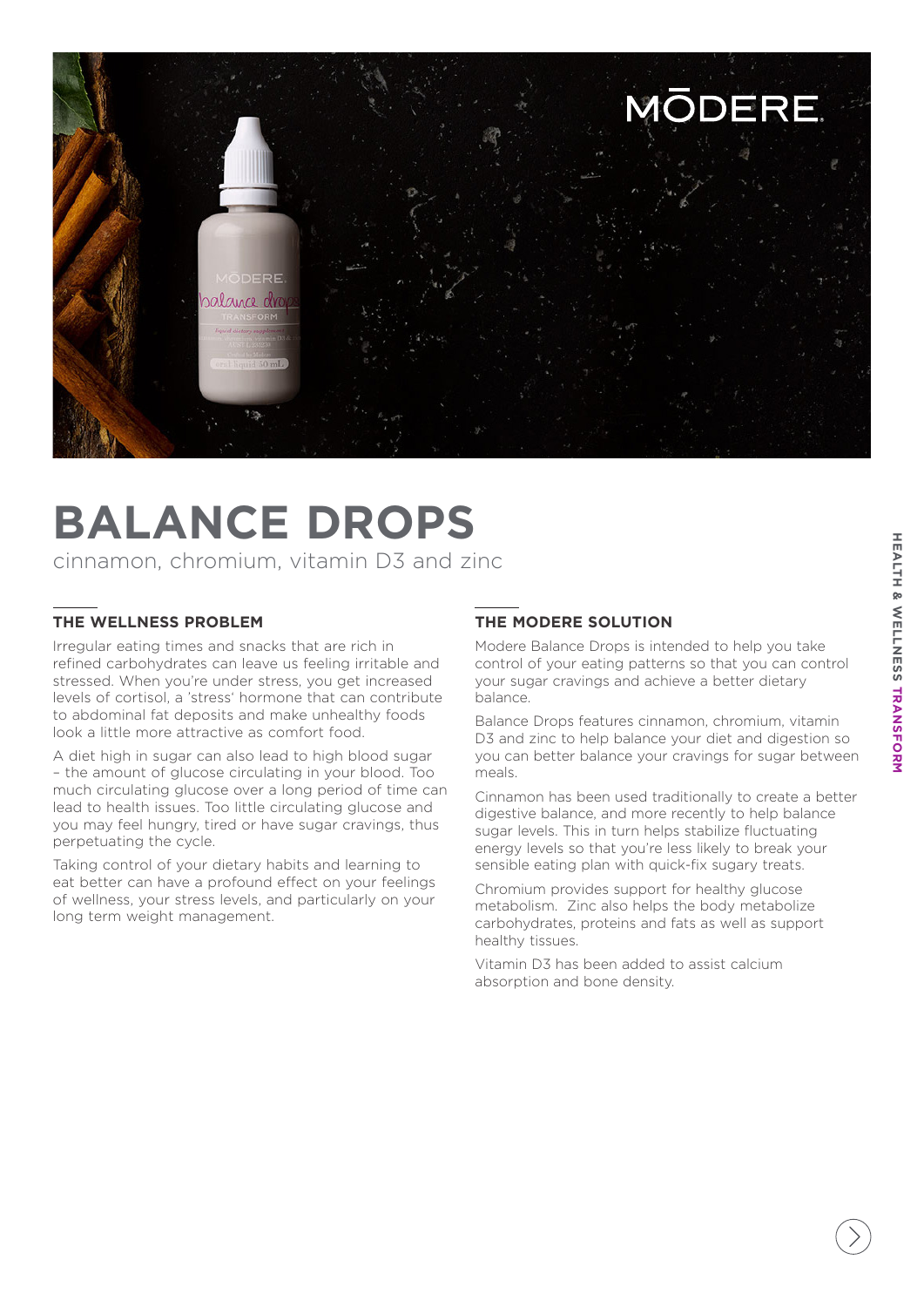# BALANCE DROPS

cinnamon, chromium, vitamin D3 and zinc

## THE WELLNESS PROBLEM

Irregular eating times and snacks that are rich in refined carbohydrates can leave us feeling irritable and stressed. When you're under stress, you get increased levels of cortisol, a 'stress' hormone that can contribute to abdominal fat deposits and make unhealthy foods look a little more attractive as comfort food.

A diet high in sugar can also lead to high blood sugar – the amount of glucose circulating in your blood. Too much circulating glucose over a long period of time can lead to health issues. Too little circulating glucose and you may feel hungry, tired or have sugar cravings, thus perpetuating the cycle.

Taking control of your dietary habits and learning to eat better can have a profound effect on your feelings of wellness, your stress levels, and particularly on your long term weight management.

## THE MODERE SOLUTION

Modere Balance Drops is intended to help you take control of your eating patterns so that you can control your sugar cravings and achieve a better dietary balance.

Balance Drops features cinnamon, chromium, vitamin D3 and zinc to help balance your diet and digestion so you can better balance your cravings for sugar between meals.

Cinnamon has been used traditionally to create a better digestive balance, and more recently to help balance sugar levels. This in turn helps stabilize fluctuating energy levels so that you're less likely to break your sensible eating plan with quick-fix sugary treats.

Chromium provides support for healthy glucose metabolism. Zinc also helps the body metabolize carbohydrates, proteins and fats as well as support healthy tissues.

Vitamin D3 has been added to assist calcium absorption and bone density.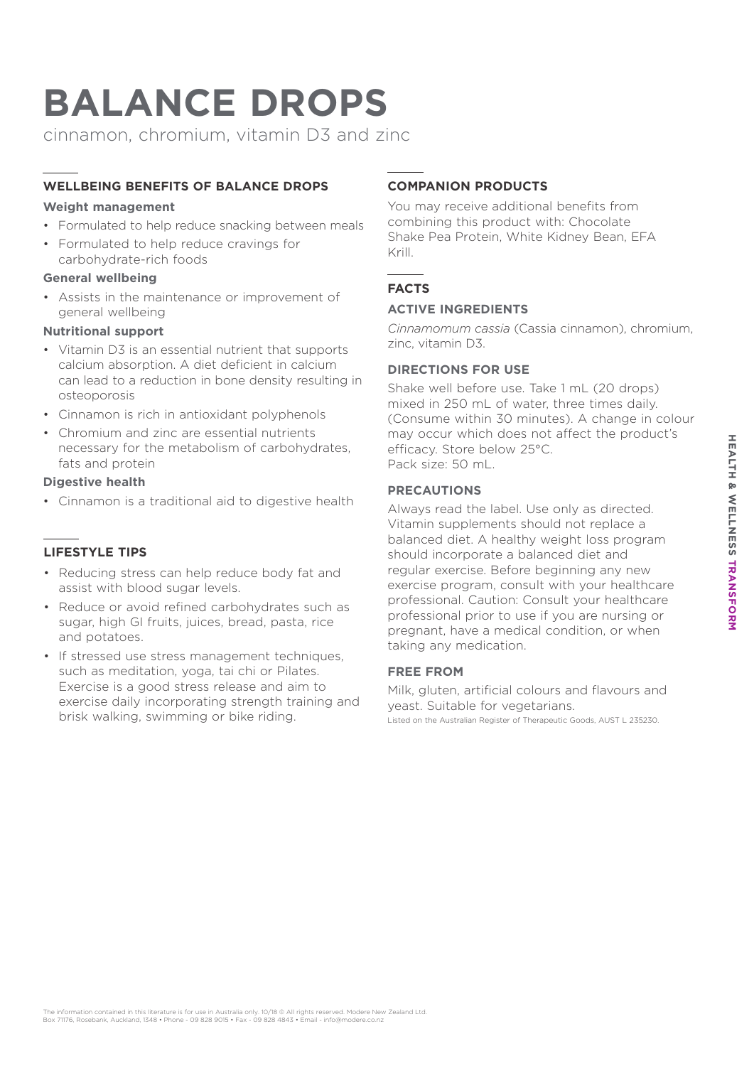# BALANCE DROPS

cinnamon, chromium, vitamin D3 and zinc

## WELLBEING BENEFITS OF BALANCE DROPS

### Weight management

- Formulated to help reduce snacking between meals
- Formulated to help reduce cravings for carbohydrate-rich foods

### General wellbeing

- Assists in the maintenance or improvement of general wellbeing

### Nutritional support

- Vitamin D3 is an essential nutrient that supports calcium absorption. A diet deficient in calcium can lead to a reduction in bone density resulting in osteoporosis
- Cinnamon is rich in antioxidant polyphenols
- Chromium and zinc are essential nutrients necessary for the metabolism of carbohydrates, fats and protein

### Digestive health

- Cinnamon is a traditional aid to digestive health

## LIFESTYLE TIPS

- Reducing stress can help reduce body fat and assist with blood sugar levels.
- Reduce or avoid refined carbohydrates such as sugar, high GI fruits, juices, bread, pasta, rice and potatoes.
- If stressed use stress management techniques, such as meditation, yoga, tai chi or Pilates. Exercise is a good stress release and aim to exercise daily incorporating strength training and brisk walking, swimming or bike riding.

## COMPANION PRODUCTS

You may receive additional benefits from combining this product with: Chocolate Shake Pea Protein, White Kidney Bean, EFA Krill.

## FACTS

### ACTIVE INGREDIENTS

*Cinnamomum cassia* (Cassia cinnamon), chromium, zinc, vitamin D3.

### DIRECTIONS FOR USE

Shake well before use. Take 1 mL (20 drops) mixed in 250 mL of water, three times daily. (Consume within 30 minutes). A change in colour may occur which does not affect the product's efficacy. Store below 25°C.
Pack size: 50 mL.

### PRECAUTIONS

Always read the label. Use only as directed. Vitamin supplements should not replace a balanced diet. A healthy weight loss program should incorporate a balanced diet and regular exercise. Before beginning any new exercise program, consult with your healthcare professional. Caution: Consult your healthcare professional prior to use if you are nursing or pregnant, have a medical condition, or when taking any medication.

### FREE FROM

Milk, gluten, artificial colours and flavours and yeast. Suitable for vegetarians.

Listed on the Australian Register of Therapeutic Goods, AUST L 235230.

The information contained in this literature is for use in Australia only. 10/18 © All rights reserved. Modere New Zealand Ltd. Box 71176, Rosebank, Auckland, 1348 • Phone - 09 828 9015 • Fax - 09 828 4843 • Email - info@modere.co.nz